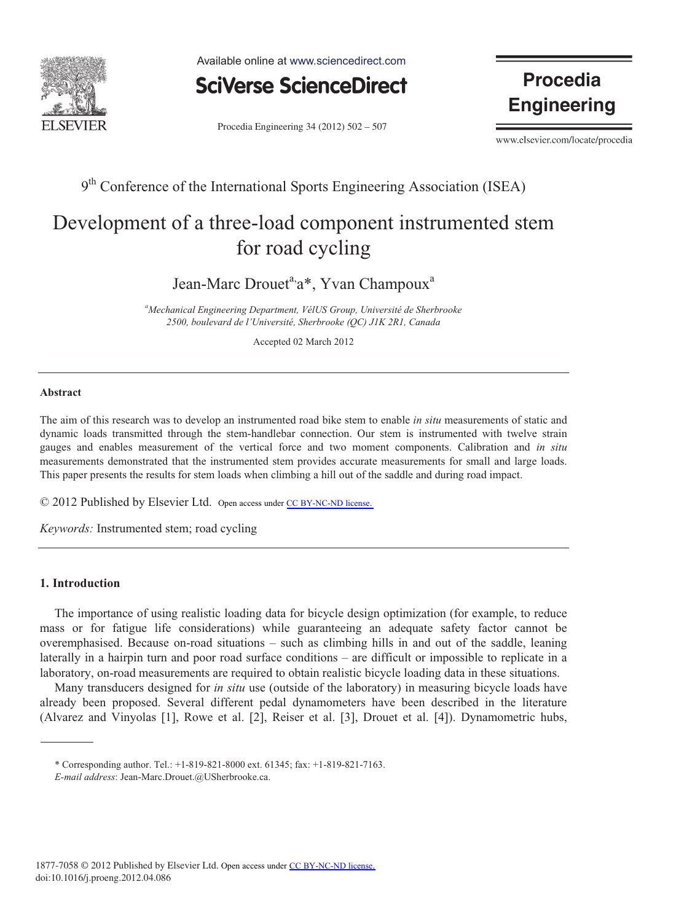9th Conference of the International Sports Engineering Association (ISEA)

# Development of a three-load component instrumented stem for road cycling

Jean-Marc Drouet[a,]a*, Yvan Champoux[a]

[a]*Mechanical Engineering Department, VélUS Group, Université de Sherbrooke 2500, boulevard de l'Université, Sherbrooke (QC) J1K 2R1, Canada*

Accepted 02 March 2012

---

## Abstract

The aim of this research was to develop an instrumented road bike stem to enable *in situ* measurements of static and dynamic loads transmitted through the stem-handlebar connection. Our stem is instrumented with twelve strain gauges and enables measurement of the vertical force and two moment components. Calibration and *in situ* measurements demonstrated that the instrumented stem provides accurate measurements for small and large loads. This paper presents the results for stem loads when climbing a hill out of the saddle and during road impact.

© 2012 Published by Elsevier Ltd. Open access under CC BY-NC-ND license.

*Keywords:* Instrumented stem; road cycling

---

## 1. Introduction

The importance of using realistic loading data for bicycle design optimization (for example, to reduce mass or for fatigue life considerations) while guaranteeing an adequate safety factor cannot be overemphasised. Because on-road situations – such as climbing hills in and out of the saddle, leaning laterally in a hairpin turn and poor road surface conditions – are difficult or impossible to replicate in a laboratory, on-road measurements are required to obtain realistic bicycle loading data in these situations.

Many transducers designed for *in situ* use (outside of the laboratory) in measuring bicycle loads have already been proposed. Several different pedal dynamometers have been described in the literature (Alvarez and Vinyolas [1], Rowe et al. [2], Reiser et al. [3], Drouet et al. [4]). Dynamometric hubs,

---

\* Corresponding author. Tel.: +1-819-821-8000 ext. 61345; fax: +1-819-821-7163.
*E-mail address*: Jean-Marc.Drouet.@USherbrooke.ca.

1877-7058 © 2012 Published by Elsevier Ltd. Open access under CC BY-NC-ND license.
doi:10.1016/j.proeng.2012.04.086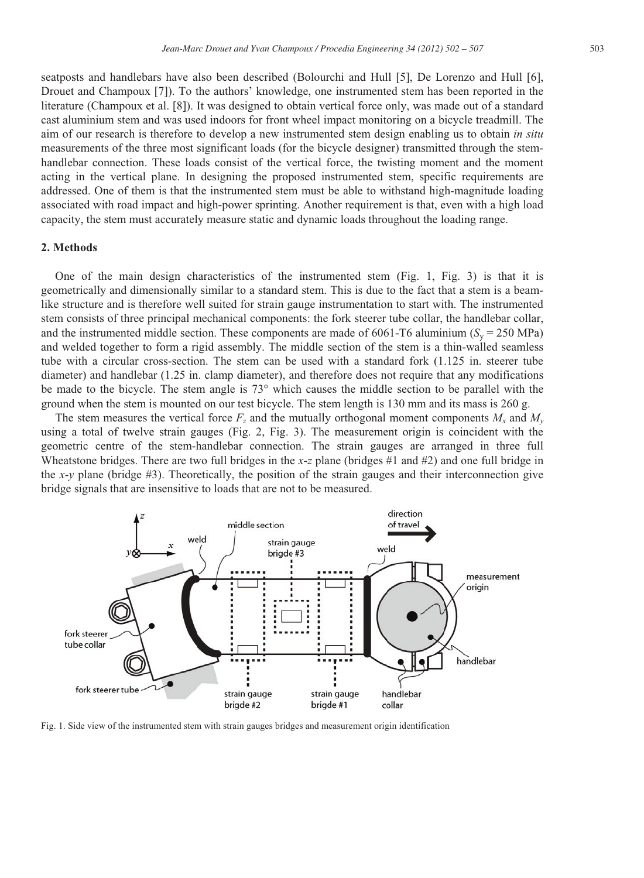seatposts and handlebars have also been described (Bolourchi and Hull [5], De Lorenzo and Hull [6], Drouet and Champoux [7]). To the authors' knowledge, one instrumented stem has been reported in the literature (Champoux et al. [8]). It was designed to obtain vertical force only, was made out of a standard cast aluminium stem and was used indoors for front wheel impact monitoring on a bicycle treadmill. The aim of our research is therefore to develop a new instrumented stem design enabling us to obtain *in situ* measurements of the three most significant loads (for the bicycle designer) transmitted through the stem-handlebar connection. These loads consist of the vertical force, the twisting moment and the moment acting in the vertical plane. In designing the proposed instrumented stem, specific requirements are addressed. One of them is that the instrumented stem must be able to withstand high-magnitude loading associated with road impact and high-power sprinting. Another requirement is that, even with a high load capacity, the stem must accurately measure static and dynamic loads throughout the loading range.

## 2. Methods

One of the main design characteristics of the instrumented stem (Fig. 1, Fig. 3) is that it is geometrically and dimensionally similar to a standard stem. This is due to the fact that a stem is a beam-like structure and is therefore well suited for strain gauge instrumentation to start with. The instrumented stem consists of three principal mechanical components: the fork steerer tube collar, the handlebar collar, and the instrumented middle section. These components are made of 6061-T6 aluminium ($S_y$ = 250 MPa) and welded together to form a rigid assembly. The middle section of the stem is a thin-walled seamless tube with a circular cross-section. The stem can be used with a standard fork (1.125 in. steerer tube diameter) and handlebar (1.25 in. clamp diameter), and therefore does not require that any modifications be made to the bicycle. The stem angle is 73° which causes the middle section to be parallel with the ground when the stem is mounted on our test bicycle. The stem length is 130 mm and its mass is 260 g.

The stem measures the vertical force $F_z$ and the mutually orthogonal moment components $M_x$ and $M_y$ using a total of twelve strain gauges (Fig. 2, Fig. 3). The measurement origin is coincident with the geometric centre of the stem-handlebar connection. The strain gauges are arranged in three full Wheatstone bridges. There are two full bridges in the *x*-*z* plane (bridges #1 and #2) and one full bridge in the *x*-*y* plane (bridge #3). Theoretically, the position of the strain gauges and their interconnection give bridge signals that are insensitive to loads that are not to be measured.

Fig. 1. Side view of the instrumented stem with strain gauges bridges and measurement origin identification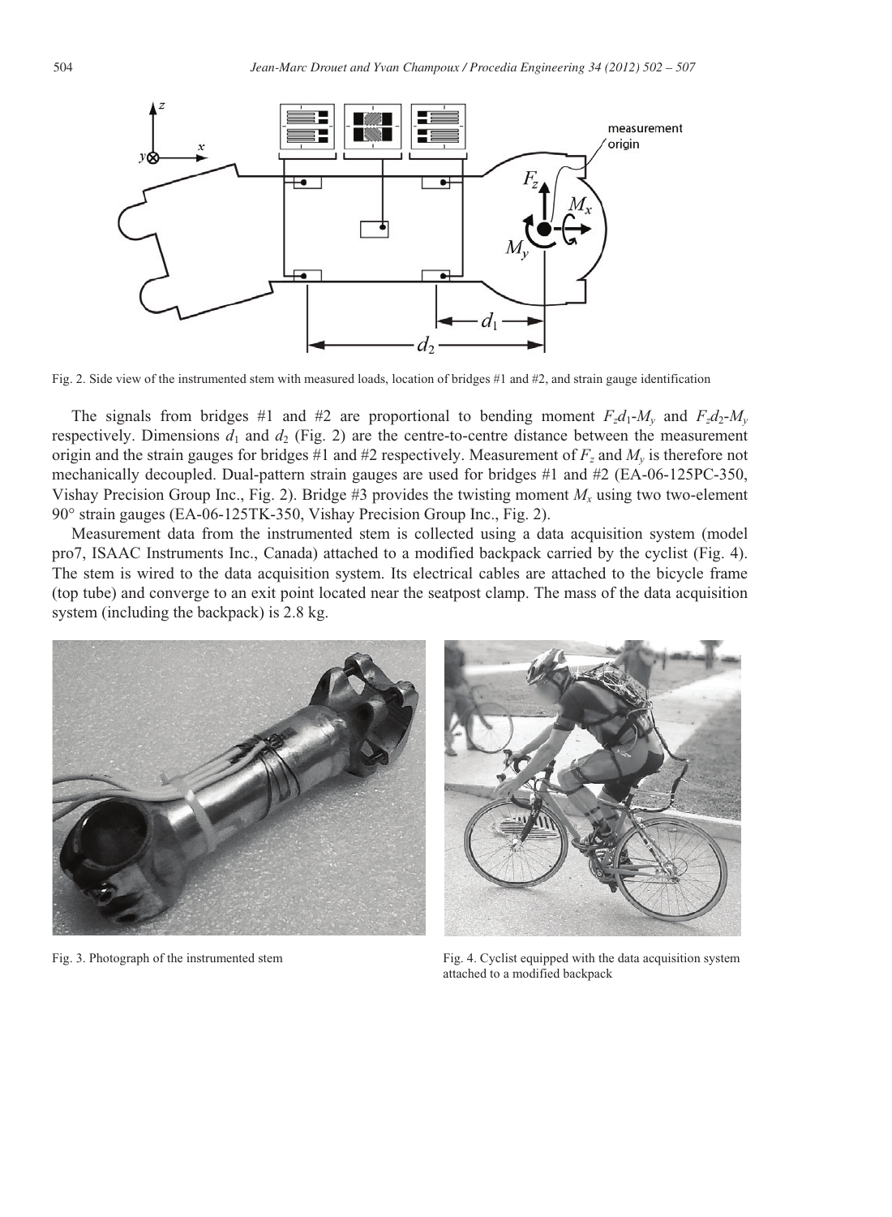Fig. 2. Side view of the instrumented stem with measured loads, location of bridges #1 and #2, and strain gauge identification

The signals from bridges #1 and #2 are proportional to bending moment $F_z d_1$-$M_y$ and $F_z d_2$-$M_y$ respectively. Dimensions $d_1$ and $d_2$ (Fig. 2) are the centre-to-centre distance between the measurement origin and the strain gauges for bridges #1 and #2 respectively. Measurement of $F_z$ and $M_y$ is therefore not mechanically decoupled. Dual-pattern strain gauges are used for bridges #1 and #2 (EA-06-125PC-350, Vishay Precision Group Inc., Fig. 2). Bridge #3 provides the twisting moment $M_x$ using two two-element 90° strain gauges (EA-06-125TK-350, Vishay Precision Group Inc., Fig. 2).

Measurement data from the instrumented stem is collected using a data acquisition system (model pro7, ISAAC Instruments Inc., Canada) attached to a modified backpack carried by the cyclist (Fig. 4). The stem is wired to the data acquisition system. Its electrical cables are attached to the bicycle frame (top tube) and converge to an exit point located near the seatpost clamp. The mass of the data acquisition system (including the backpack) is 2.8 kg.

Fig. 3. Photograph of the instrumented stem

Fig. 4. Cyclist equipped with the data acquisition system attached to a modified backpack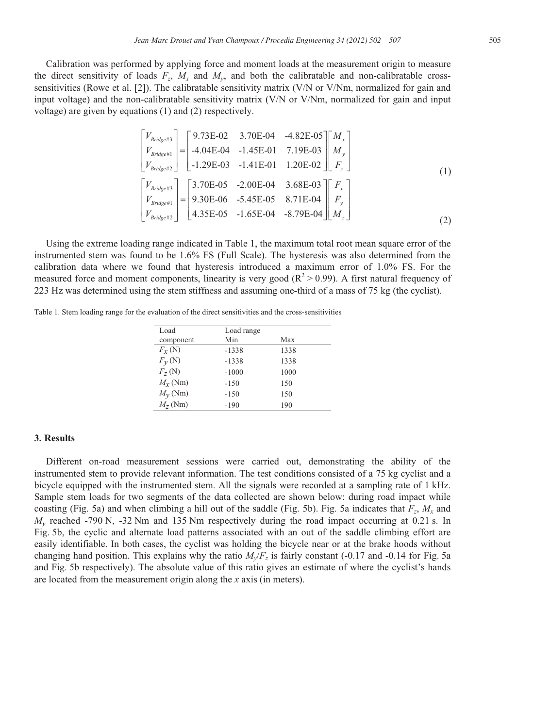Calibration was performed by applying force and moment loads at the measurement origin to measure the direct sensitivity of loads $F_z$, $M_x$ and $M_y$, and both the calibratable and non-calibratable cross-sensitivities (Rowe et al. [2]). The calibratable sensitivity matrix (V/N or V/Nm, normalized for gain and input voltage) and the non-calibratable sensitivity matrix (V/N or V/Nm, normalized for gain and input voltage) are given by equations (1) and (2) respectively.

$$
\begin{bmatrix} V_{Bridge\#3} \\ V_{Bridge\#1} \\ V_{Bridge\#2} \end{bmatrix} = \begin{bmatrix} 9.73\text{E-}02 & 3.70\text{E-}04 & -4.82\text{E-}05 \\ -4.04\text{E-}04 & -1.45\text{E-}01 & 7.19\text{E-}03 \\ -1.29\text{E-}03 & -1.41\text{E-}01 & 1.20\text{E-}02 \end{bmatrix} \begin{bmatrix} M_x \\ M_y \\ F_z \end{bmatrix} \tag{1}
$$

$$
\begin{bmatrix} V_{Bridge\#3} \\ V_{Bridge\#1} \\ V_{Bridge\#2} \end{bmatrix} = \begin{bmatrix} 3.70\text{E-}05 & -2.00\text{E-}04 & 3.68\text{E-}03 \\ 9.30\text{E-}06 & -5.45\text{E-}05 & 8.71\text{E-}04 \\ 4.35\text{E-}05 & -1.65\text{E-}04 & -8.79\text{E-}04 \end{bmatrix} \begin{bmatrix} F_x \\ F_y \\ M_z \end{bmatrix} \tag{2}
$$

Using the extreme loading range indicated in Table 1, the maximum total root mean square error of the instrumented stem was found to be 1.6% FS (Full Scale). The hysteresis was also determined from the calibration data where we found that hysteresis introduced a maximum error of 1.0% FS. For the measured force and moment components, linearity is very good ($R^2 > 0.99$). A first natural frequency of 223 Hz was determined using the stem stiffness and assuming one-third of a mass of 75 kg (the cyclist).

Table 1. Stem loading range for the evaluation of the direct sensitivities and the cross-sensitivities

| Load component | Load range Min | Max |
|---|---|---|
| $F_x$ (N) | -1338 | 1338 |
| $F_y$ (N) | -1338 | 1338 |
| $F_z$ (N) | -1000 | 1000 |
| $M_x$ (Nm) | -150 | 150 |
| $M_y$ (Nm) | -150 | 150 |
| $M_z$ (Nm) | -190 | 190 |

### 3. Results

Different on-road measurement sessions were carried out, demonstrating the ability of the instrumented stem to provide relevant information. The test conditions consisted of a 75 kg cyclist and a bicycle equipped with the instrumented stem. All the signals were recorded at a sampling rate of 1 kHz. Sample stem loads for two segments of the data collected are shown below: during road impact while coasting (Fig. 5a) and when climbing a hill out of the saddle (Fig. 5b). Fig. 5a indicates that $F_z$, $M_x$ and $M_y$ reached -790 N, -32 Nm and 135 Nm respectively during the road impact occurring at 0.21 s. In Fig. 5b, the cyclic and alternate load patterns associated with an out of the saddle climbing effort are easily identifiable. In both cases, the cyclist was holding the bicycle near or at the brake hoods without changing hand position. This explains why the ratio $M_y/F_z$ is fairly constant (-0.17 and -0.14 for Fig. 5a and Fig. 5b respectively). The absolute value of this ratio gives an estimate of where the cyclist's hands are located from the measurement origin along the *x* axis (in meters).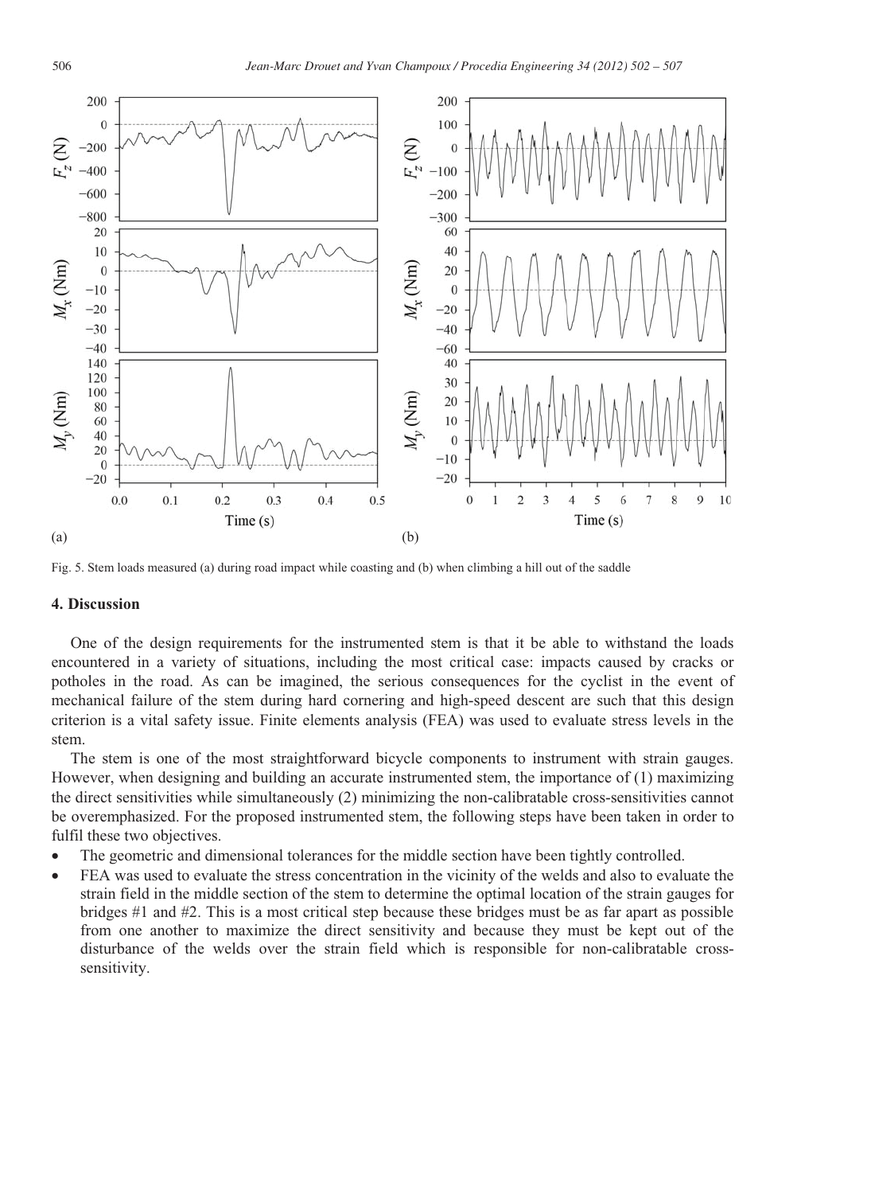Fig. 5. Stem loads measured (a) during road impact while coasting and (b) when climbing a hill out of the saddle

## 4. Discussion

One of the design requirements for the instrumented stem is that it be able to withstand the loads encountered in a variety of situations, including the most critical case: impacts caused by cracks or potholes in the road. As can be imagined, the serious consequences for the cyclist in the event of mechanical failure of the stem during hard cornering and high-speed descent are such that this design criterion is a vital safety issue. Finite elements analysis (FEA) was used to evaluate stress levels in the stem.

The stem is one of the most straightforward bicycle components to instrument with strain gauges. However, when designing and building an accurate instrumented stem, the importance of (1) maximizing the direct sensitivities while simultaneously (2) minimizing the non-calibratable cross-sensitivities cannot be overemphasized. For the proposed instrumented stem, the following steps have been taken in order to fulfil these two objectives.

- The geometric and dimensional tolerances for the middle section have been tightly controlled.
- FEA was used to evaluate the stress concentration in the vicinity of the welds and also to evaluate the strain field in the middle section of the stem to determine the optimal location of the strain gauges for bridges #1 and #2. This is a most critical step because these bridges must be as far apart as possible from one another to maximize the direct sensitivity and because they must be kept out of the disturbance of the welds over the strain field which is responsible for non-calibratable cross-sensitivity.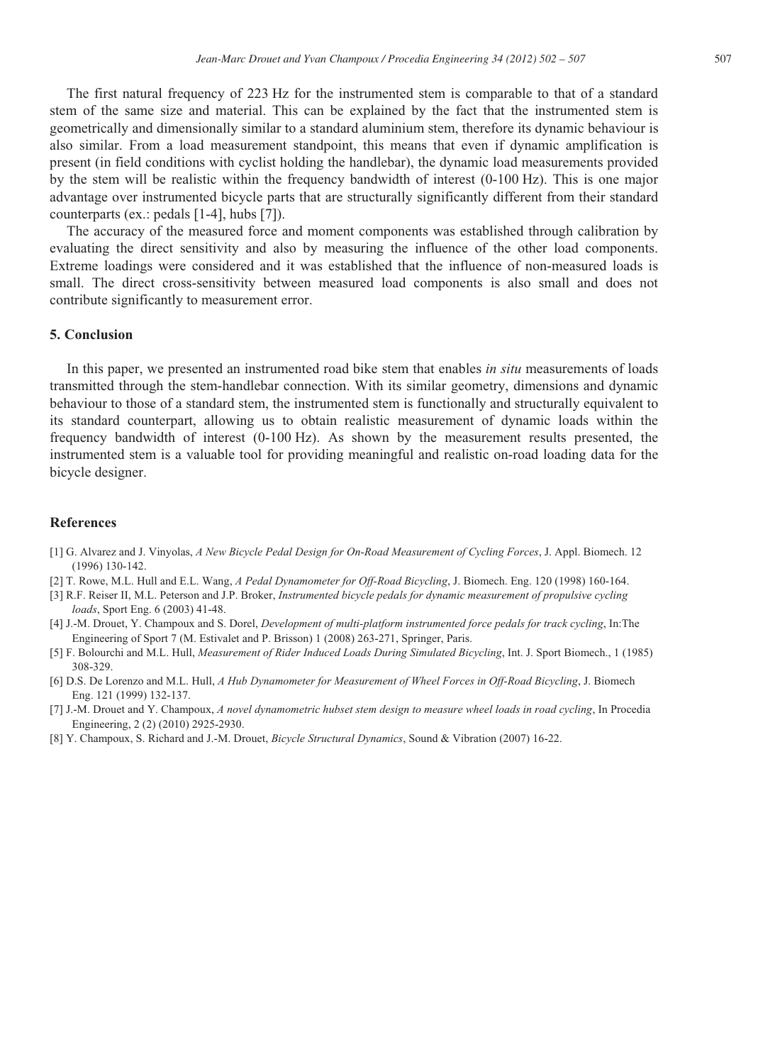The first natural frequency of 223 Hz for the instrumented stem is comparable to that of a standard stem of the same size and material. This can be explained by the fact that the instrumented stem is geometrically and dimensionally similar to a standard aluminium stem, therefore its dynamic behaviour is also similar. From a load measurement standpoint, this means that even if dynamic amplification is present (in field conditions with cyclist holding the handlebar), the dynamic load measurements provided by the stem will be realistic within the frequency bandwidth of interest (0-100 Hz). This is one major advantage over instrumented bicycle parts that are structurally significantly different from their standard counterparts (ex.: pedals [1-4], hubs [7]).

The accuracy of the measured force and moment components was established through calibration by evaluating the direct sensitivity and also by measuring the influence of the other load components. Extreme loadings were considered and it was established that the influence of non-measured loads is small. The direct cross-sensitivity between measured load components is also small and does not contribute significantly to measurement error.

## 5. Conclusion

In this paper, we presented an instrumented road bike stem that enables *in situ* measurements of loads transmitted through the stem-handlebar connection. With its similar geometry, dimensions and dynamic behaviour to those of a standard stem, the instrumented stem is functionally and structurally equivalent to its standard counterpart, allowing us to obtain realistic measurement of dynamic loads within the frequency bandwidth of interest (0-100 Hz). As shown by the measurement results presented, the instrumented stem is a valuable tool for providing meaningful and realistic on-road loading data for the bicycle designer.

## References

[1] G. Alvarez and J. Vinyolas, *A New Bicycle Pedal Design for On-Road Measurement of Cycling Forces*, J. Appl. Biomech. 12 (1996) 130-142.

[2] T. Rowe, M.L. Hull and E.L. Wang, *A Pedal Dynamometer for Off-Road Bicycling*, J. Biomech. Eng. 120 (1998) 160-164.

[3] R.F. Reiser II, M.L. Peterson and J.P. Broker, *Instrumented bicycle pedals for dynamic measurement of propulsive cycling loads*, Sport Eng. 6 (2003) 41-48.

[4] J.-M. Drouet, Y. Champoux and S. Dorel, *Development of multi-platform instrumented force pedals for track cycling*, In:The Engineering of Sport 7 (M. Estivalet and P. Brisson) 1 (2008) 263-271, Springer, Paris.

[5] F. Bolourchi and M.L. Hull, *Measurement of Rider Induced Loads During Simulated Bicycling*, Int. J. Sport Biomech., 1 (1985) 308-329.

[6] D.S. De Lorenzo and M.L. Hull, *A Hub Dynamometer for Measurement of Wheel Forces in Off-Road Bicycling*, J. Biomech Eng. 121 (1999) 132-137.

[7] J.-M. Drouet and Y. Champoux, *A novel dynamometric hubset stem design to measure wheel loads in road cycling*, In Procedia Engineering, 2 (2) (2010) 2925-2930.

[8] Y. Champoux, S. Richard and J.-M. Drouet, *Bicycle Structural Dynamics*, Sound & Vibration (2007) 16-22.